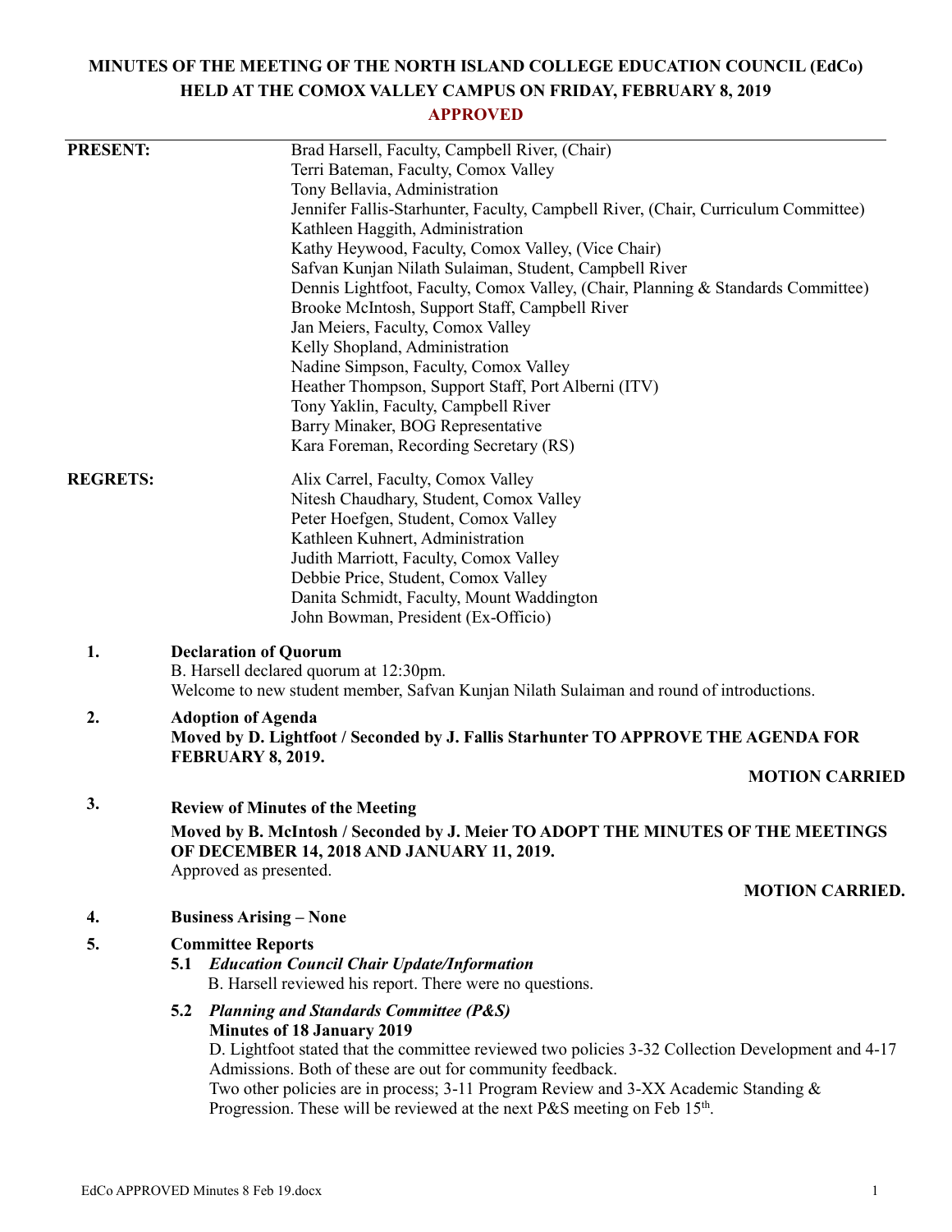# MINUTES OF THE MEETING OF THE NORTH ISLAND COLLEGE EDUCATION COUNCIL (EdCo) HELD AT THE COMOX VALLEY CAMPUS ON FRIDAY, FEBRUARY 8, 2019

**APPROVED**

| | |
|---|---|
| **PRESENT:** | Brad Harsell, Faculty, Campbell River, (Chair)<br>Terri Bateman, Faculty, Comox Valley<br>Tony Bellavia, Administration<br>Jennifer Fallis-Starhunter, Faculty, Campbell River, (Chair, Curriculum Committee)<br>Kathleen Haggith, Administration<br>Kathy Heywood, Faculty, Comox Valley, (Vice Chair)<br>Safvan Kunjan Nilath Sulaiman, Student, Campbell River<br>Dennis Lightfoot, Faculty, Comox Valley, (Chair, Planning & Standards Committee)<br>Brooke McIntosh, Support Staff, Campbell River<br>Jan Meiers, Faculty, Comox Valley<br>Kelly Shopland, Administration<br>Nadine Simpson, Faculty, Comox Valley<br>Heather Thompson, Support Staff, Port Alberni (ITV)<br>Tony Yaklin, Faculty, Campbell River<br>Barry Minaker, BOG Representative<br>Kara Foreman, Recording Secretary (RS) |
| **REGRETS:** | Alix Carrel, Faculty, Comox Valley<br>Nitesh Chaudhary, Student, Comox Valley<br>Peter Hoefgen, Student, Comox Valley<br>Kathleen Kuhnert, Administration<br>Judith Marriott, Faculty, Comox Valley<br>Debbie Price, Student, Comox Valley<br>Danita Schmidt, Faculty, Mount Waddington<br>John Bowman, President (Ex-Officio) |

**1. Declaration of Quorum**

B. Harsell declared quorum at 12:30pm.
Welcome to new student member, Safvan Kunjan Nilath Sulaiman and round of introductions.

**2. Adoption of Agenda**

**Moved by D. Lightfoot / Seconded by J. Fallis Starhunter TO APPROVE THE AGENDA FOR FEBRUARY 8, 2019.**

**MOTION CARRIED**

**3. Review of Minutes of the Meeting**

**Moved by B. McIntosh / Seconded by J. Meier TO ADOPT THE MINUTES OF THE MEETINGS OF DECEMBER 14, 2018 AND JANUARY 11, 2019.**
Approved as presented.

**MOTION CARRIED.**

**4. Business Arising – None**

**5. Committee Reports**

**5.1** ***Education Council Chair Update/Information***
B. Harsell reviewed his report. There were no questions.

**5.2** ***Planning and Standards Committee (P&S)***
**Minutes of 18 January 2019**
D. Lightfoot stated that the committee reviewed two policies 3-32 Collection Development and 4-17 Admissions. Both of these are out for community feedback.
Two other policies are in process; 3-11 Program Review and 3-XX Academic Standing & Progression. These will be reviewed at the next P&S meeting on Feb 15th.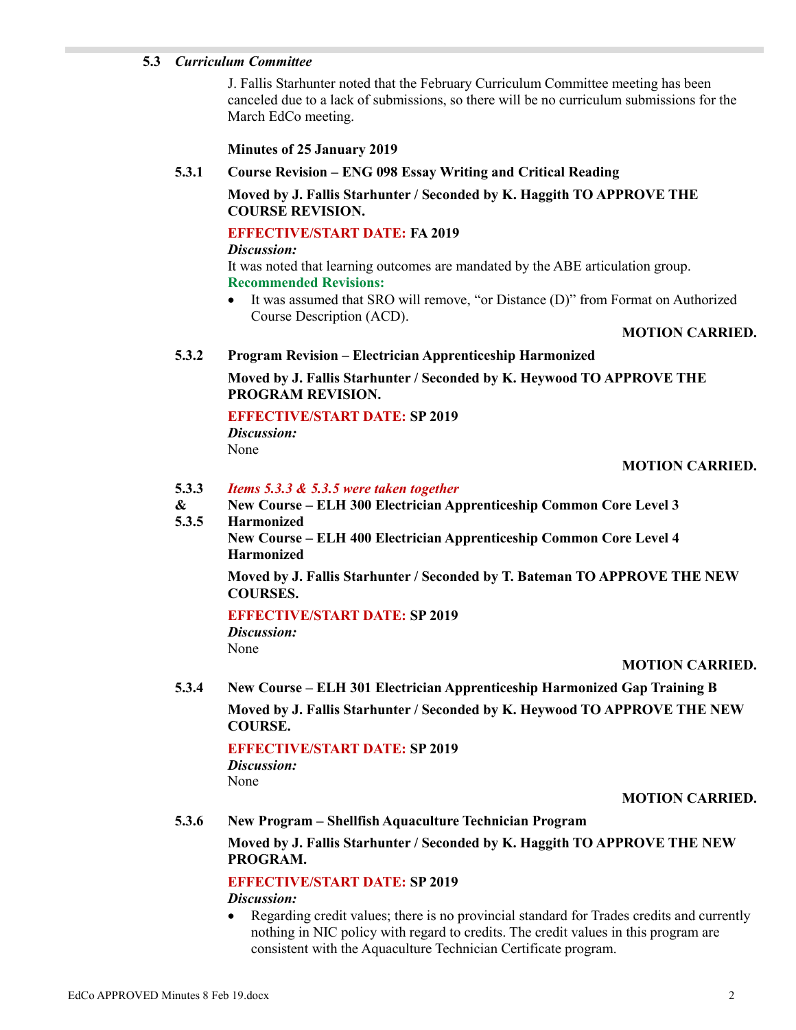### 5.3 *Curriculum Committee*

J. Fallis Starhunter noted that the February Curriculum Committee meeting has been canceled due to a lack of submissions, so there will be no curriculum submissions for the March EdCo meeting.

**Minutes of 25 January 2019**

**5.3.1 Course Revision – ENG 098 Essay Writing and Critical Reading**

**Moved by J. Fallis Starhunter / Seconded by K. Haggith TO APPROVE THE COURSE REVISION.**

**EFFECTIVE/START DATE: FA 2019**

***Discussion:***

It was noted that learning outcomes are mandated by the ABE articulation group.

**Recommended Revisions:**

- It was assumed that SRO will remove, “or Distance (D)” from Format on Authorized Course Description (ACD).

**MOTION CARRIED.**

**5.3.2 Program Revision – Electrician Apprenticeship Harmonized**

**Moved by J. Fallis Starhunter / Seconded by K. Heywood TO APPROVE THE PROGRAM REVISION.**

**EFFECTIVE/START DATE: SP 2019**

***Discussion:***

None

**MOTION CARRIED.**

**5.3.3 & 5.3.5** ***Items 5.3.3 & 5.3.5 were taken together***

**New Course – ELH 300 Electrician Apprenticeship Common Core Level 3 Harmonized**

**New Course – ELH 400 Electrician Apprenticeship Common Core Level 4 Harmonized**

**Moved by J. Fallis Starhunter / Seconded by T. Bateman TO APPROVE THE NEW COURSES.**

**EFFECTIVE/START DATE: SP 2019**

***Discussion:***

None

**MOTION CARRIED.**

**5.3.4 New Course – ELH 301 Electrician Apprenticeship Harmonized Gap Training B**

**Moved by J. Fallis Starhunter / Seconded by K. Heywood TO APPROVE THE NEW COURSE.**

**EFFECTIVE/START DATE: SP 2019**

***Discussion:***

None

**MOTION CARRIED.**

**5.3.6 New Program – Shellfish Aquaculture Technician Program**

**Moved by J. Fallis Starhunter / Seconded by K. Haggith TO APPROVE THE NEW PROGRAM.**

**EFFECTIVE/START DATE: SP 2019**

***Discussion:***

- Regarding credit values; there is no provincial standard for Trades credits and currently nothing in NIC policy with regard to credits. The credit values in this program are consistent with the Aquaculture Technician Certificate program.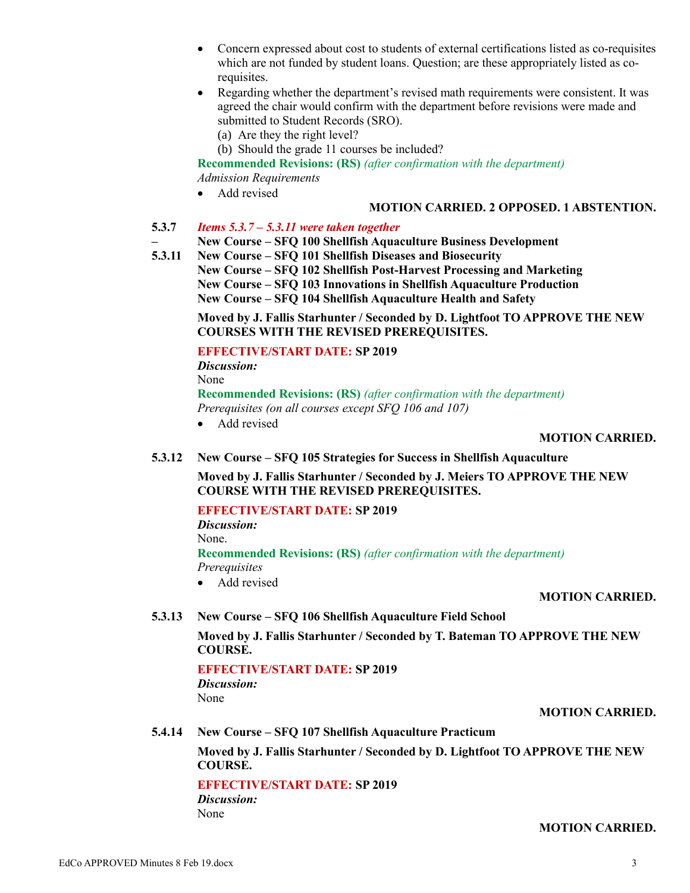- Concern expressed about cost to students of external certifications listed as co-requisites which are not funded by student loans. Question; are these appropriately listed as co-requisites.
- Regarding whether the department's revised math requirements were consistent. It was agreed the chair would confirm with the department before revisions were made and submitted to Student Records (SRO).
  (a) Are they the right level?
  (b) Should the grade 11 courses be included?

**Recommended Revisions: (RS)** *(after confirmation with the department)*

*Admission Requirements*

- Add revised

**MOTION CARRIED. 2 OPPOSED. 1 ABSTENTION.**

**5.3.7 – 5.3.11** *Items 5.3.7 – 5.3.11 were taken together*

**New Course – SFQ 100 Shellfish Aquaculture Business Development**
**New Course – SFQ 101 Shellfish Diseases and Biosecurity**
**New Course – SFQ 102 Shellfish Post-Harvest Processing and Marketing**
**New Course – SFQ 103 Innovations in Shellfish Aquaculture Production**
**New Course – SFQ 104 Shellfish Aquaculture Health and Safety**

**Moved by J. Fallis Starhunter / Seconded by D. Lightfoot TO APPROVE THE NEW COURSES WITH THE REVISED PREREQUISITES.**

**EFFECTIVE/START DATE: SP 2019**

***Discussion:***

None

**Recommended Revisions: (RS)** *(after confirmation with the department)*

*Prerequisites (on all courses except SFQ 106 and 107)*

- Add revised

**MOTION CARRIED.**

**5.3.12 New Course – SFQ 105 Strategies for Success in Shellfish Aquaculture**

**Moved by J. Fallis Starhunter / Seconded by J. Meiers TO APPROVE THE NEW COURSE WITH THE REVISED PREREQUISITES.**

**EFFECTIVE/START DATE: SP 2019**

***Discussion:***

None.

**Recommended Revisions: (RS)** *(after confirmation with the department)*

*Prerequisites*

- Add revised

**MOTION CARRIED.**

**5.3.13 New Course – SFQ 106 Shellfish Aquaculture Field School**

**Moved by J. Fallis Starhunter / Seconded by T. Bateman TO APPROVE THE NEW COURSE.**

**EFFECTIVE/START DATE: SP 2019**

***Discussion:***

None

**MOTION CARRIED.**

**5.4.14 New Course – SFQ 107 Shellfish Aquaculture Practicum**

**Moved by J. Fallis Starhunter / Seconded by D. Lightfoot TO APPROVE THE NEW COURSE.**

**EFFECTIVE/START DATE: SP 2019**

***Discussion:***

None

**MOTION CARRIED.**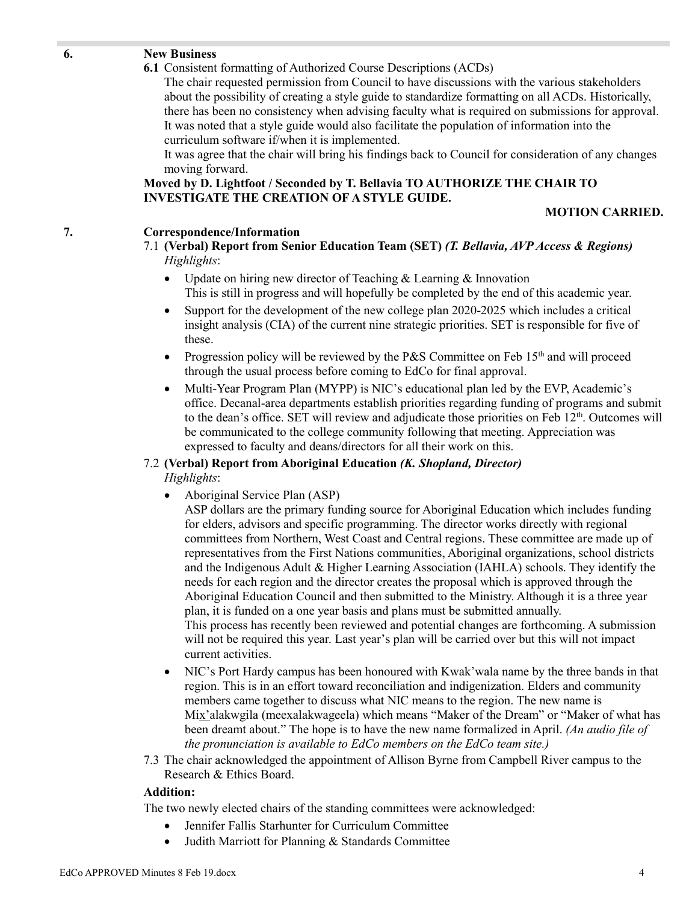**6. New Business**

**6.1** Consistent formatting of Authorized Course Descriptions (ACDs)

The chair requested permission from Council to have discussions with the various stakeholders about the possibility of creating a style guide to standardize formatting on all ACDs. Historically, there has been no consistency when advising faculty what is required on submissions for approval. It was noted that a style guide would also facilitate the population of information into the curriculum software if/when it is implemented.

It was agree that the chair will bring his findings back to Council for consideration of any changes moving forward.

**Moved by D. Lightfoot / Seconded by T. Bellavia TO AUTHORIZE THE CHAIR TO INVESTIGATE THE CREATION OF A STYLE GUIDE.**

**MOTION CARRIED.**

**7. Correspondence/Information**

7.1 **(Verbal) Report from Senior Education Team (SET)** ***(T. Bellavia, AVP Access & Regions)***

*Highlights*:

- Update on hiring new director of Teaching & Learning & Innovation
  This is still in progress and will hopefully be completed by the end of this academic year.
- Support for the development of the new college plan 2020-2025 which includes a critical insight analysis (CIA) of the current nine strategic priorities. SET is responsible for five of these.
- Progression policy will be reviewed by the P&S Committee on Feb 15th and will proceed through the usual process before coming to EdCo for final approval.
- Multi-Year Program Plan (MYPP) is NIC's educational plan led by the EVP, Academic's office. Decanal-area departments establish priorities regarding funding of programs and submit to the dean's office. SET will review and adjudicate those priorities on Feb 12th. Outcomes will be communicated to the college community following that meeting. Appreciation was expressed to faculty and deans/directors for all their work on this.

7.2 **(Verbal) Report from Aboriginal Education** ***(K. Shopland, Director)***

*Highlights*:

- Aboriginal Service Plan (ASP)
  ASP dollars are the primary funding source for Aboriginal Education which includes funding for elders, advisors and specific programming. The director works directly with regional committees from Northern, West Coast and Central regions. These committee are made up of representatives from the First Nations communities, Aboriginal organizations, school districts and the Indigenous Adult & Higher Learning Association (IAHLA) schools. They identify the needs for each region and the director creates the proposal which is approved through the Aboriginal Education Council and then submitted to the Ministry. Although it is a three year plan, it is funded on a one year basis and plans must be submitted annually.
  This process has recently been reviewed and potential changes are forthcoming. A submission will not be required this year. Last year's plan will be carried over but this will not impact current activities.
- NIC's Port Hardy campus has been honoured with Kwak'wala name by the three bands in that region. This is in an effort toward reconciliation and indigenization. Elders and community members came together to discuss what NIC means to the region. The new name is Mix̱'alakwgila (meexalakwageela) which means "Maker of the Dream" or "Maker of what has been dreamt about." The hope is to have the new name formalized in April. *(An audio file of the pronunciation is available to EdCo members on the EdCo team site.)*

7.3 The chair acknowledged the appointment of Allison Byrne from Campbell River campus to the Research & Ethics Board.

**Addition:**

The two newly elected chairs of the standing committees were acknowledged:

- Jennifer Fallis Starhunter for Curriculum Committee
- Judith Marriott for Planning & Standards Committee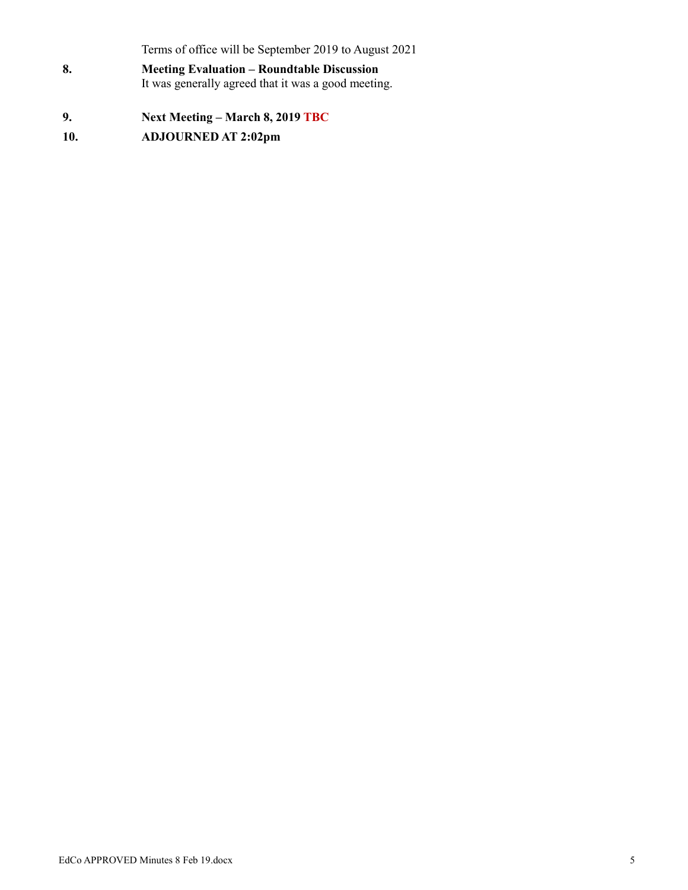Terms of office will be September 2019 to August 2021

**8. Meeting Evaluation – Roundtable Discussion**

It was generally agreed that it was a good meeting.

**9. Next Meeting – March 8, 2019 TBC**

**10. ADJOURNED AT 2:02pm**